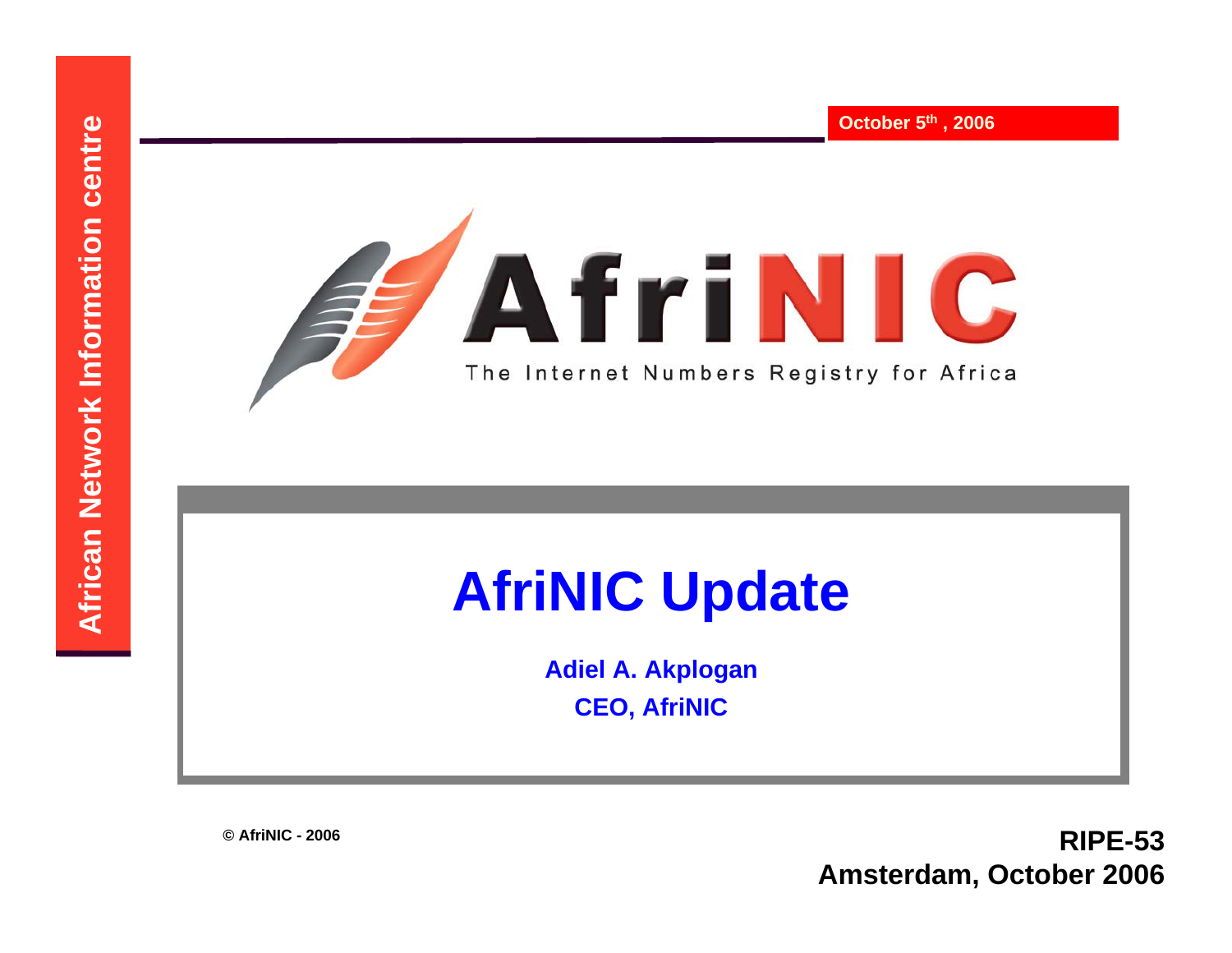African Network Information centre

October 5th, 2006

AfriNIC

The Internet Numbers Registry for Africa

# AfriNIC Update

**Adiel A. Akplogan**

**CEO, AfriNIC**

© AfriNIC - 2006

**RIPE-53**
**Amsterdam, October 2006**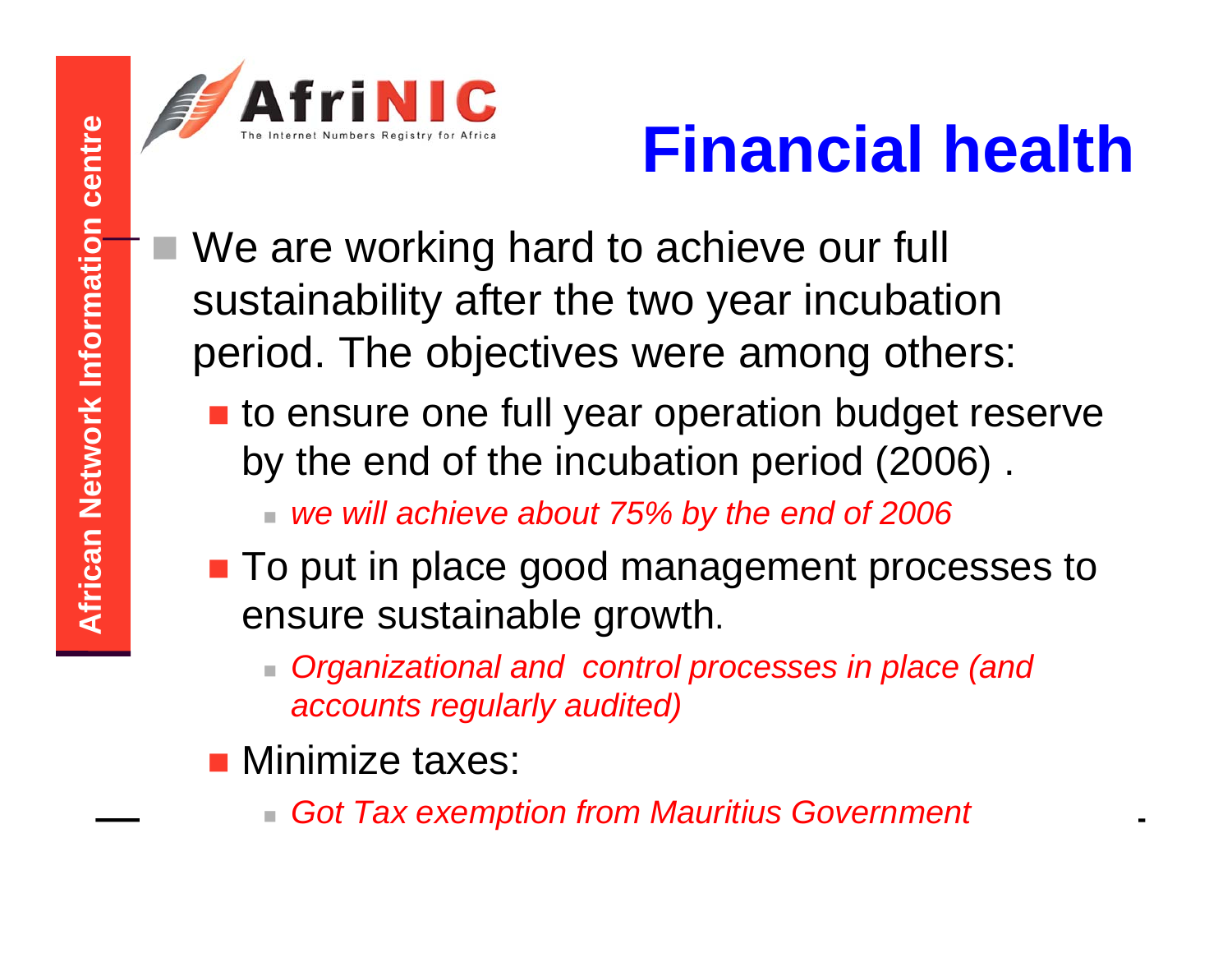# Financial health

- We are working hard to achieve our full sustainability after the two year incubation period. The objectives were among others:
  - to ensure one full year operation budget reserve by the end of the incubation period (2006) .
    - *we will achieve about 75% by the end of 2006*
  - To put in place good management processes to ensure sustainable growth.
    - *Organizational and control processes in place (and accounts regularly audited)*
  - Minimize taxes:
    - *Got Tax exemption from Mauritius Government*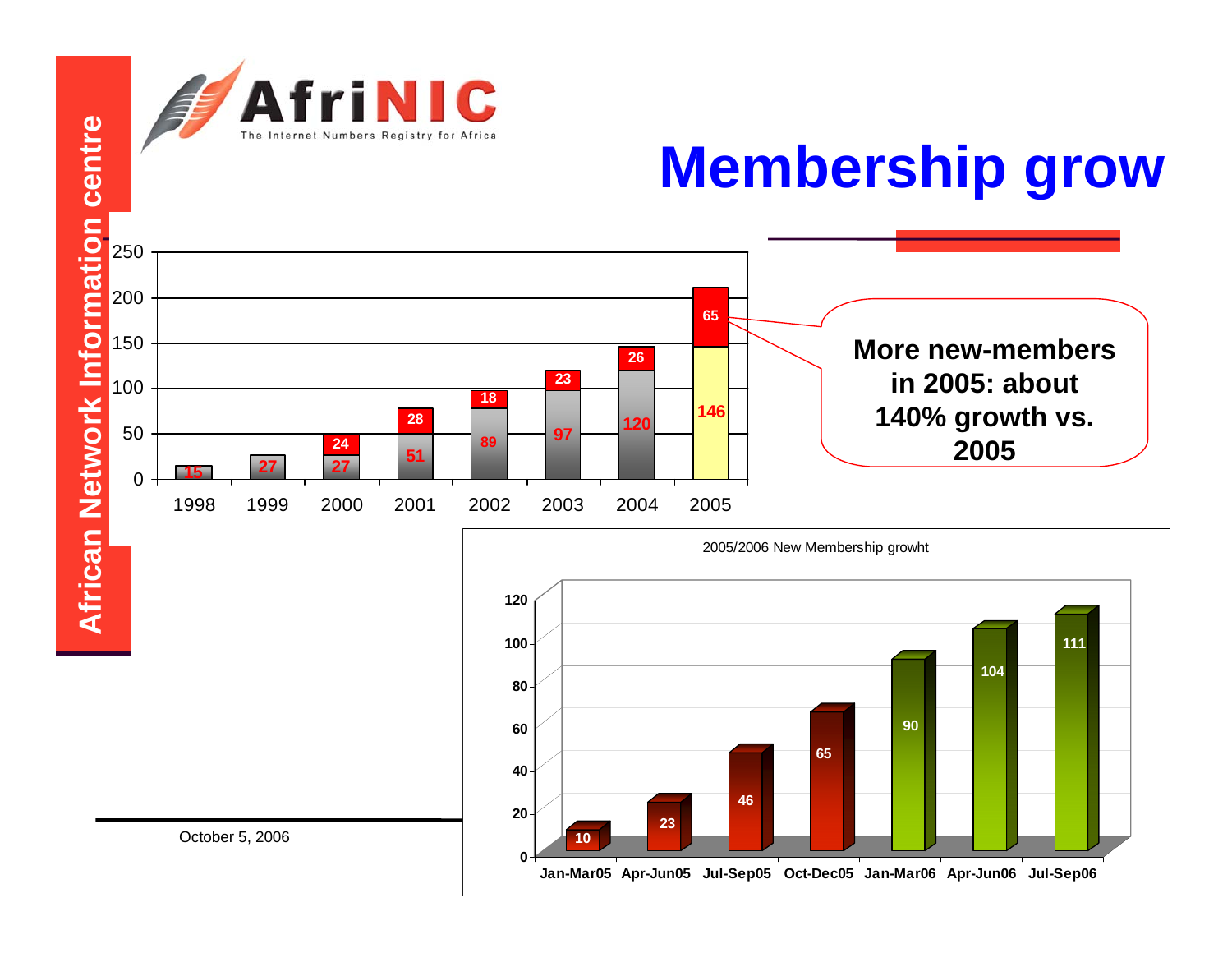# Membership grow

| Year | Existing members | New members |
|---|---|---|
| 1998 | 15 | |
| 1999 | 27 | |
| 2000 | 27 | 24 |
| 2001 | 51 | 28 |
| 2002 | 89 | 18 |
| 2003 | 97 | 23 |
| 2004 | 120 | 26 |
| 2005 | 146 | 65 |

**More new-members in 2005: about 140% growth vs. 2005**

2005/2006 New Membership growht

| Period | New members |
|---|---|
| Jan-Mar05 | 10 |
| Apr-Jun05 | 23 |
| Jul-Sep05 | 46 |
| Oct-Dec05 | 65 |
| Jan-Mar06 | 90 |
| Apr-Jun06 | 104 |
| Jul-Sep06 | 111 |

October 5, 2006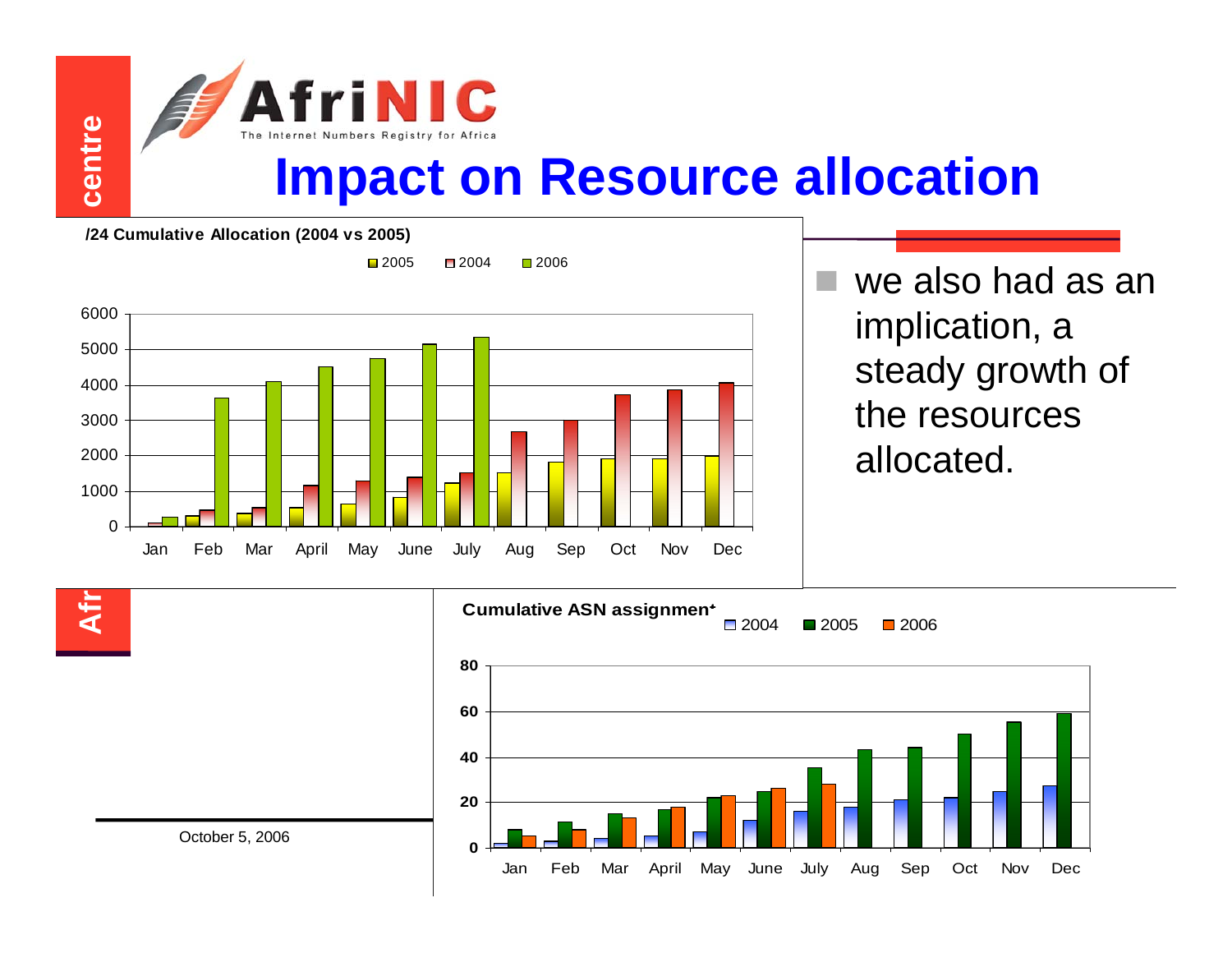# Impact on Resource allocation

**/24 Cumulative Allocation (2004 vs 2005)**

- we also had as an implication, a steady growth of the resources allocated.

**Cumulative ASN assignment**

October 5, 2006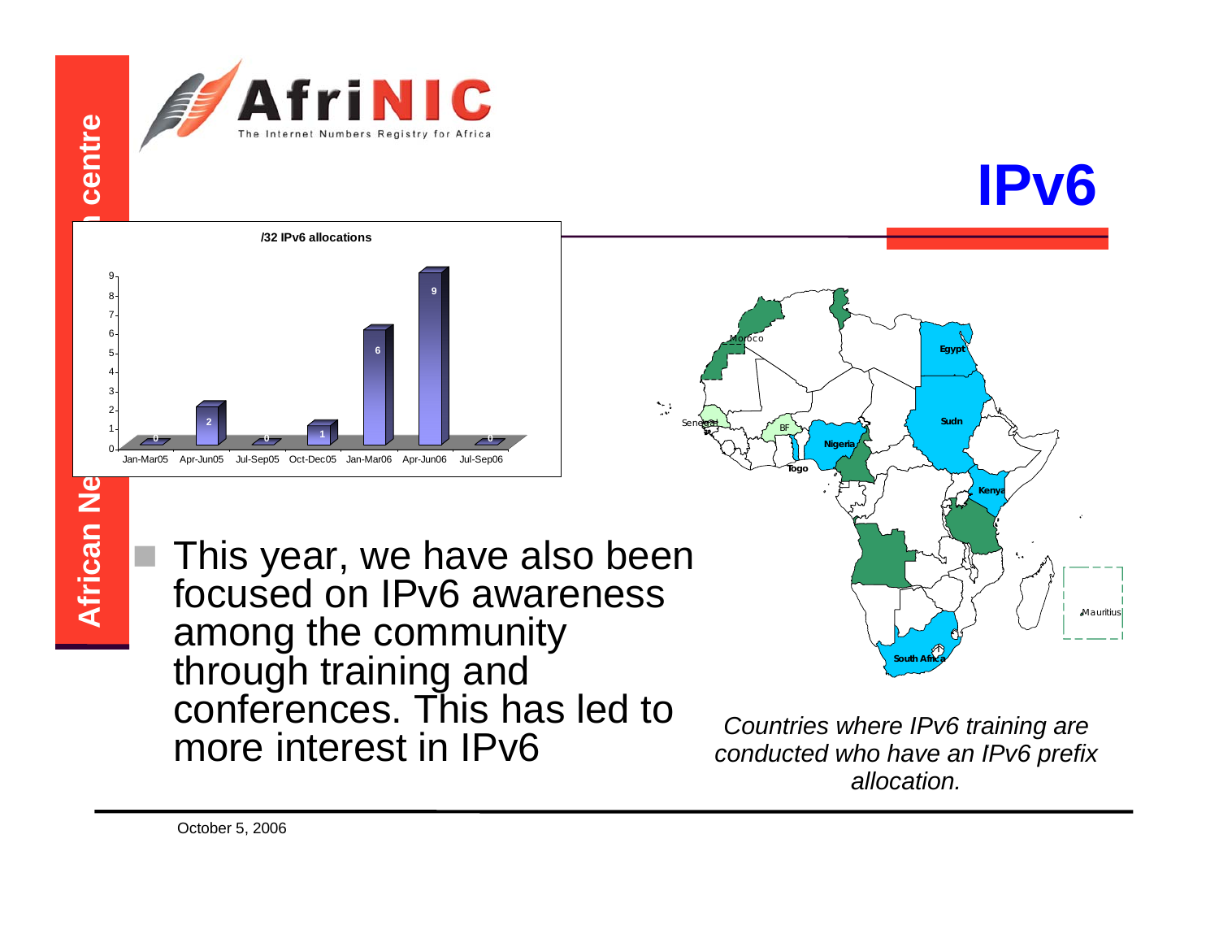# IPv6

**/32 IPv6 allocations**

| Period | Allocations |
|---|---|
| Jan-Mar05 | 0 |
| Apr-Jun05 | 2 |
| Jul-Sep05 | 0 |
| Oct-Dec05 | 1 |
| Jan-Mar06 | 6 |
| Apr-Jun06 | 9 |
| Jul-Sep06 | 0 |

- This year, we have also been focused on IPv6 awareness among the community through training and conferences. This has led to more interest in IPv6

*Countries where IPv6 training are conducted who have an IPv6 prefix allocation.*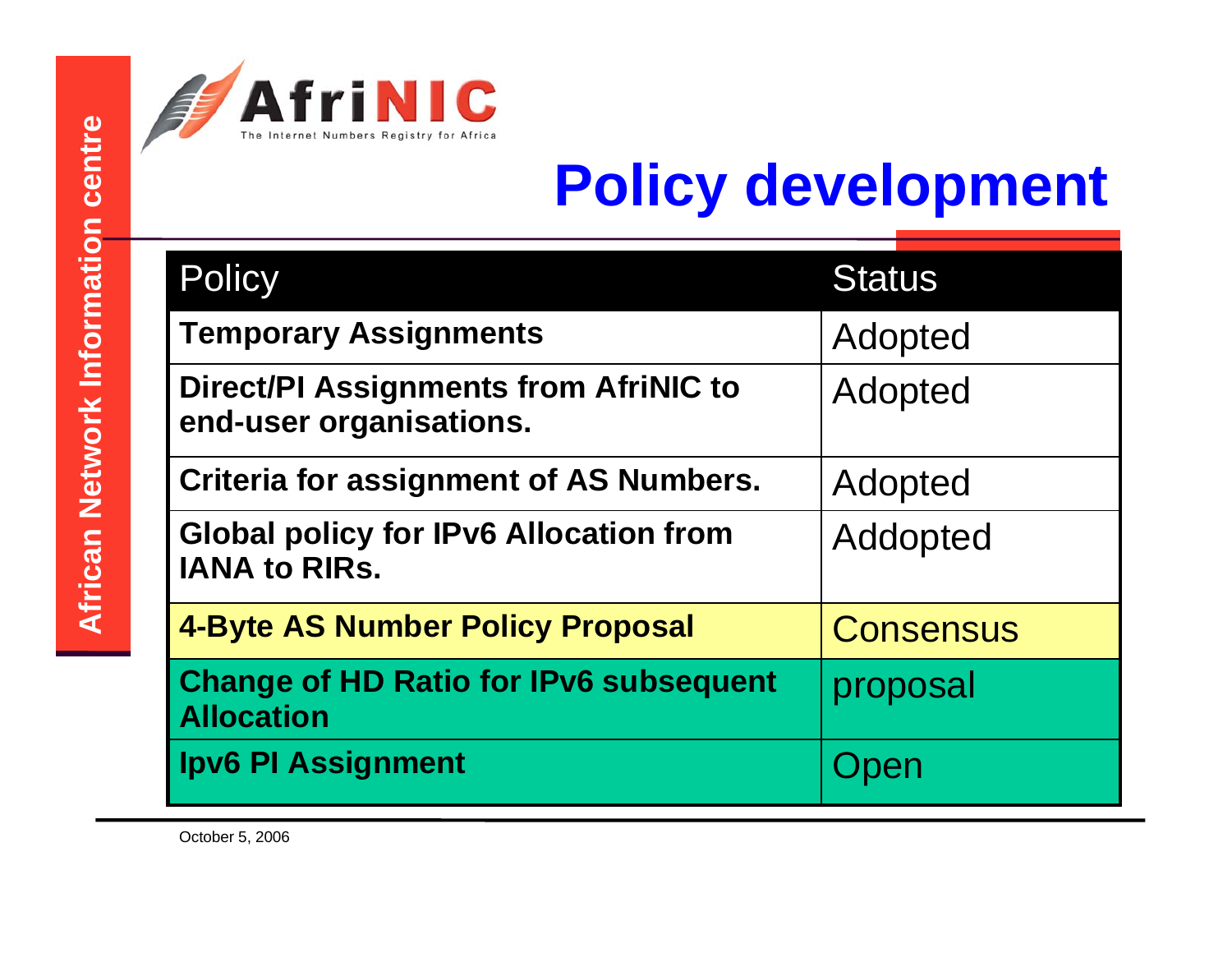# Policy development

| Policy | Status |
| --- | --- |
| **Temporary Assignments** | Adopted |
| **Direct/PI Assignments from AfriNIC to end-user organisations.** | Adopted |
| **Criteria for assignment of AS Numbers.** | Adopted |
| **Global policy for IPv6 Allocation from IANA to RIRs.** | Addopted |
| **4-Byte AS Number Policy Proposal** | Consensus |
| **Change of HD Ratio for IPv6 subsequent Allocation** | proposal |
| **Ipv6 PI Assignment** | Open |

October 5, 2006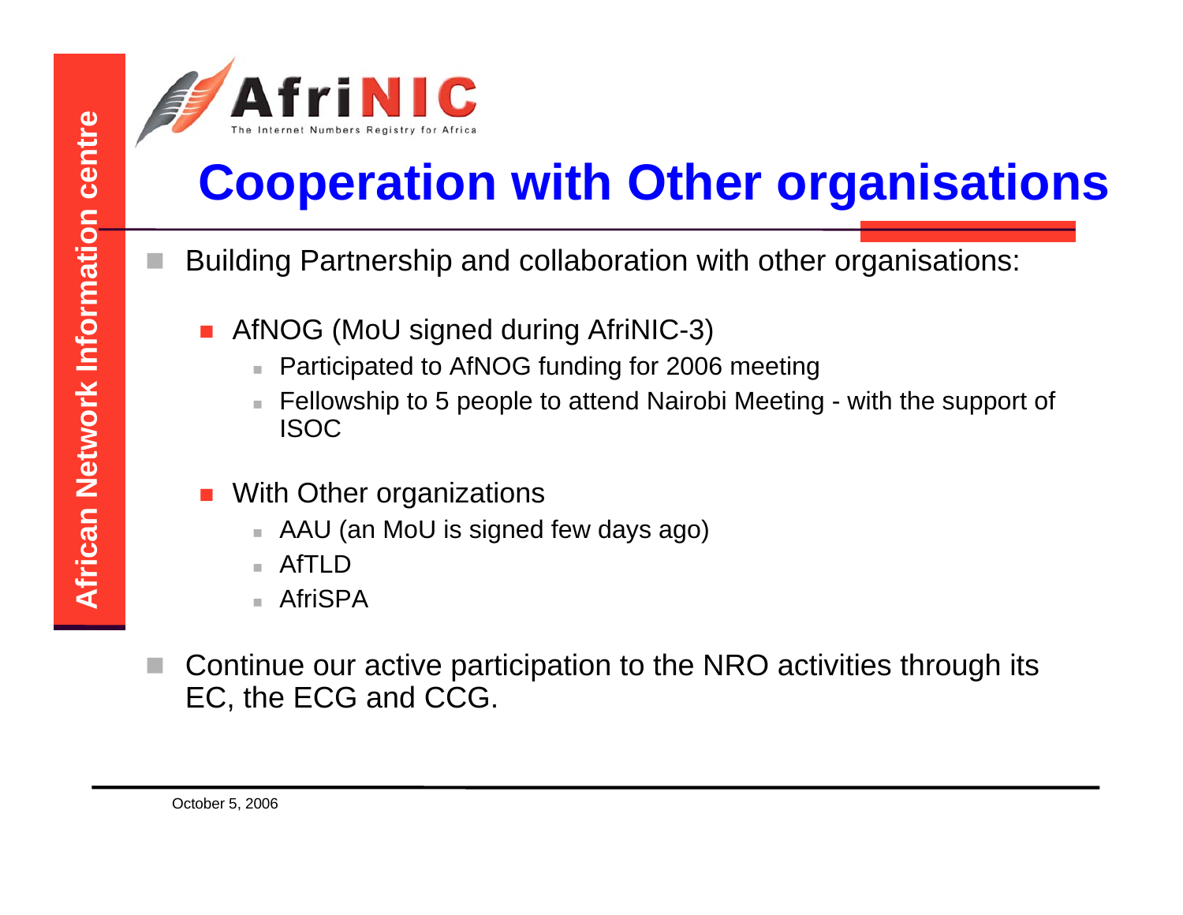# Cooperation with Other organisations

- Building Partnership and collaboration with other organisations:
  - AfNOG (MoU signed during AfriNIC-3)
    - Participated to AfNOG funding for 2006 meeting
    - Fellowship to 5 people to attend Nairobi Meeting - with the support of ISOC
  - With Other organizations
    - AAU (an MoU is signed few days ago)
    - AfTLD
    - AfriSPA
- Continue our active participation to the NRO activities through its EC, the ECG and CCG.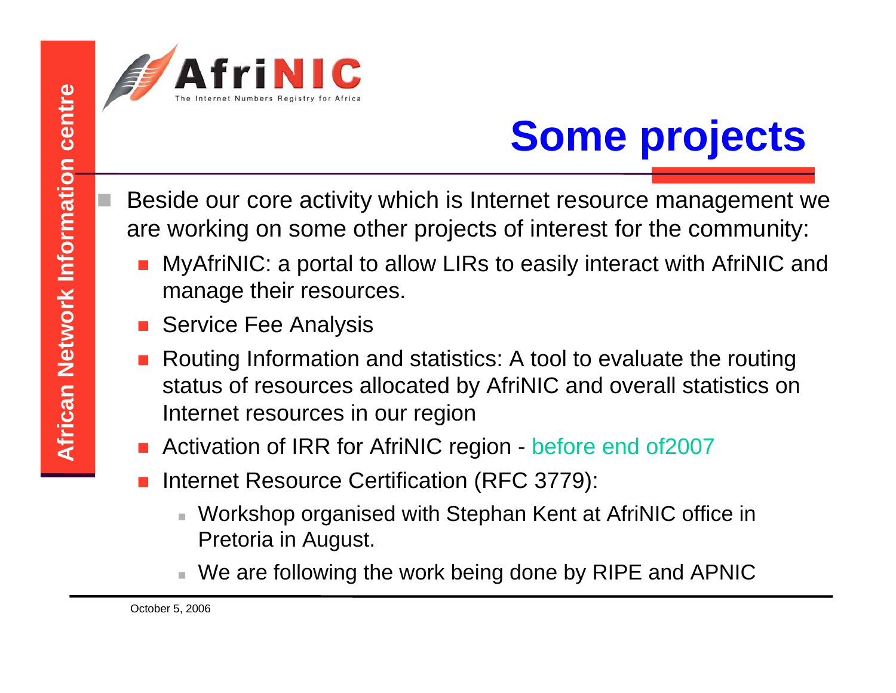# Some projects

- Beside our core activity which is Internet resource management we are working on some other projects of interest for the community:
  - MyAfriNIC: a portal to allow LIRs to easily interact with AfriNIC and manage their resources.
  - Service Fee Analysis
  - Routing Information and statistics: A tool to evaluate the routing status of resources allocated by AfriNIC and overall statistics on Internet resources in our region
  - Activation of IRR for AfriNIC region - before end of2007
  - Internet Resource Certification (RFC 3779):
    - Workshop organised with Stephan Kent at AfriNIC office in Pretoria in August.
    - We are following the work being done by RIPE and APNIC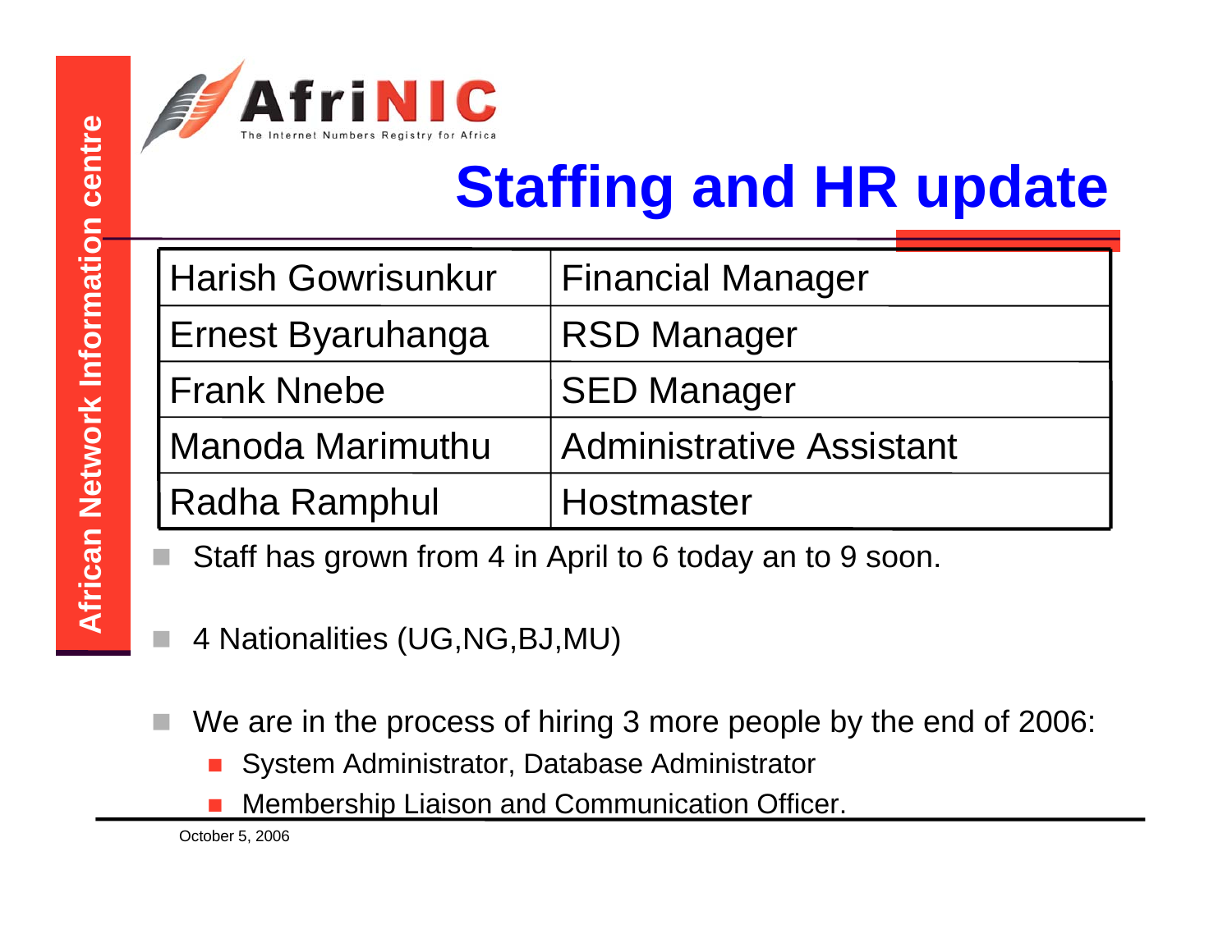# Staffing and HR update

| Harish Gowrisunkur | Financial Manager |
|---|---|
| Ernest Byaruhanga | RSD Manager |
| Frank Nnebe | SED Manager |
| Manoda Marimuthu | Administrative Assistant |
| Radha Ramphul | Hostmaster |

- Staff has grown from 4 in April to 6 today an to 9 soon.
- 4 Nationalities (UG,NG,BJ,MU)
- We are in the process of hiring 3 more people by the end of 2006:
  - System Administrator, Database Administrator
  - Membership Liaison and Communication Officer.

October 5, 2006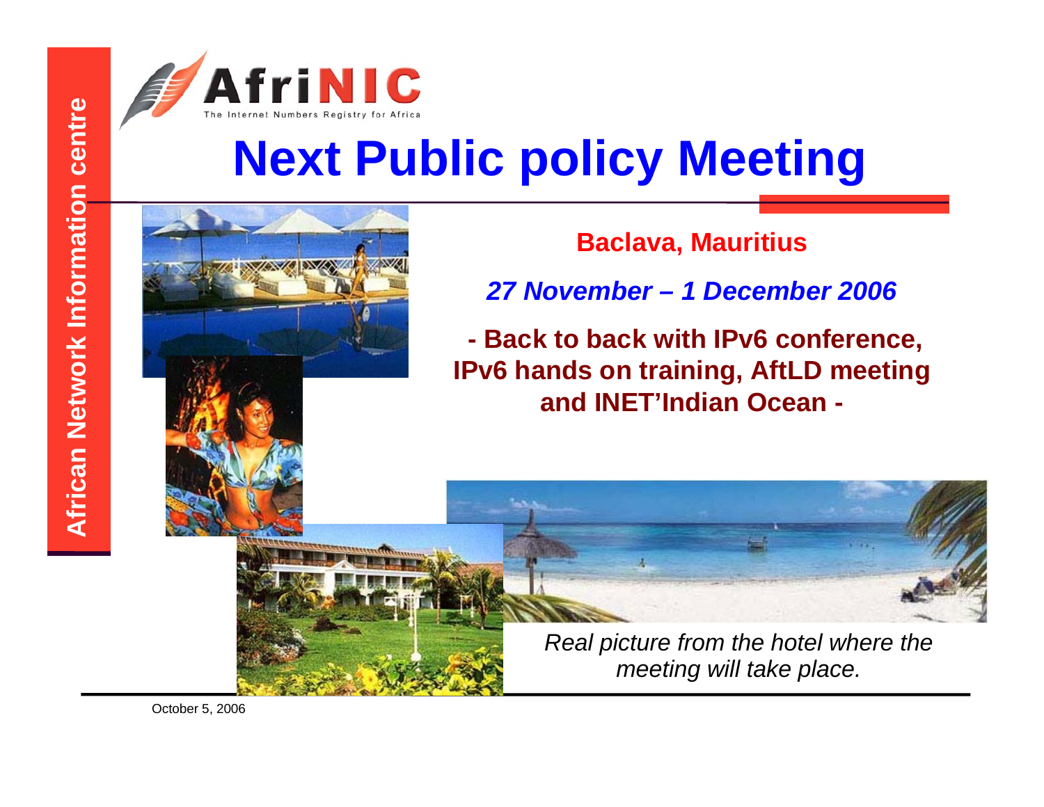# Next Public policy Meeting

**Baclava, Mauritius**

***27 November – 1 December 2006***

**- Back to back with IPv6 conference, IPv6 hands on training, AftLD meeting and INET'Indian Ocean -**

*Real picture from the hotel where the meeting will take place.*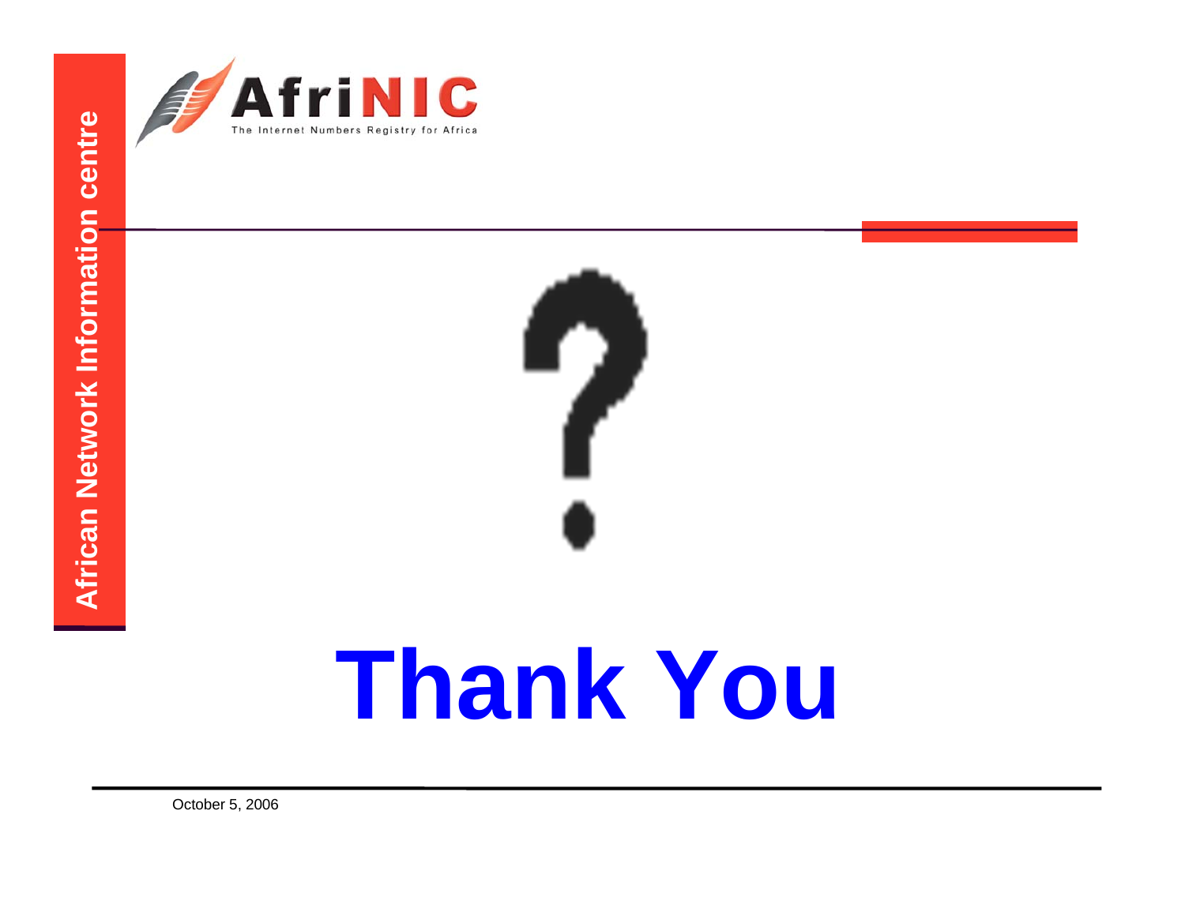# Thank You